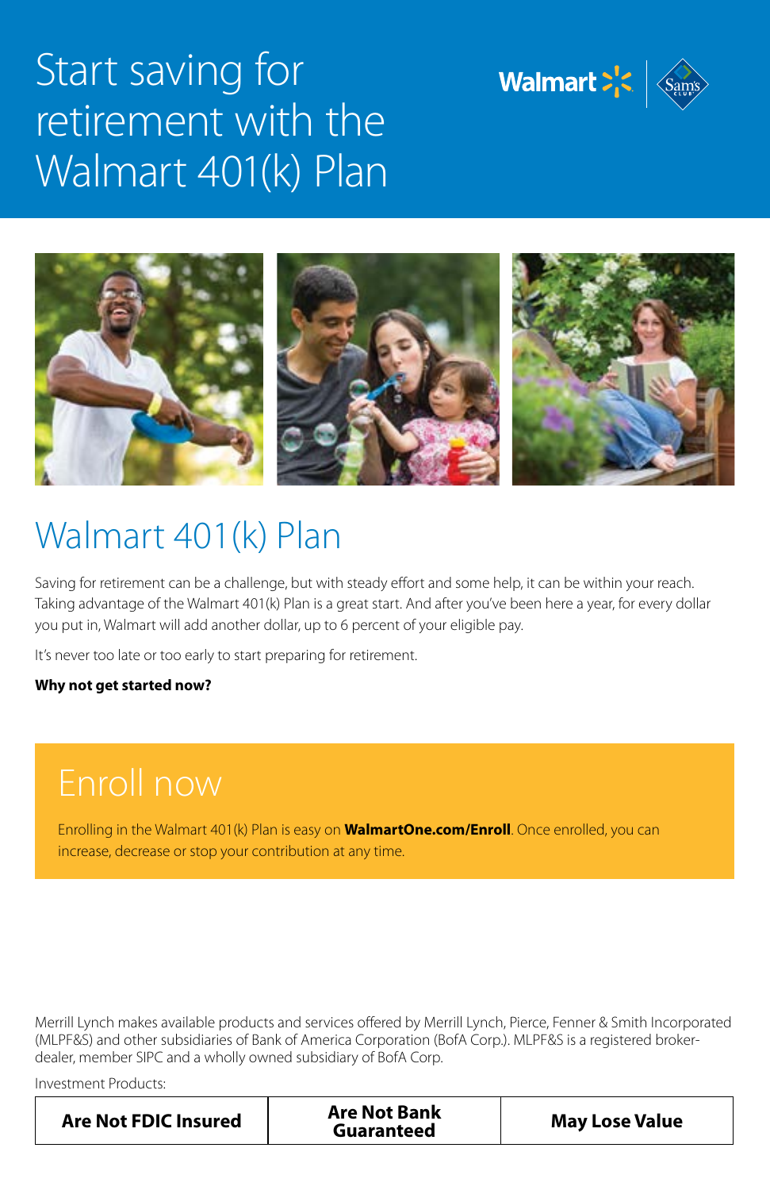# Start saving for retirement with the Walmart 401(k) Plan

## Walmart 401(k) Plan

Saving for retirement can be a challenge, but with steady effort and some help, it can be within your reach. Taking advantage of the Walmart 401(k) Plan is a great start. And after you've been here a year, for every dollar you put in, Walmart will add another dollar, up to 6 percent of your eligible pay.

It's never too late or too early to start preparing for retirement.

**Why not get started now?**

## Enroll now

Enrolling in the Walmart 401(k) Plan is easy on **WalmartOne.com/Enroll**. Once enrolled, you can increase, decrease or stop your contribution at any time.

Merrill Lynch makes available products and services offered by Merrill Lynch, Pierce, Fenner & Smith Incorporated (MLPF&S) and other subsidiaries of Bank of America Corporation (BofA Corp.). MLPF&S is a registered broker-dealer, member SIPC and a wholly owned subsidiary of BofA Corp.

Investment Products:

| Are Not FDIC Insured | Are Not Bank Guaranteed | May Lose Value |
|---|---|---|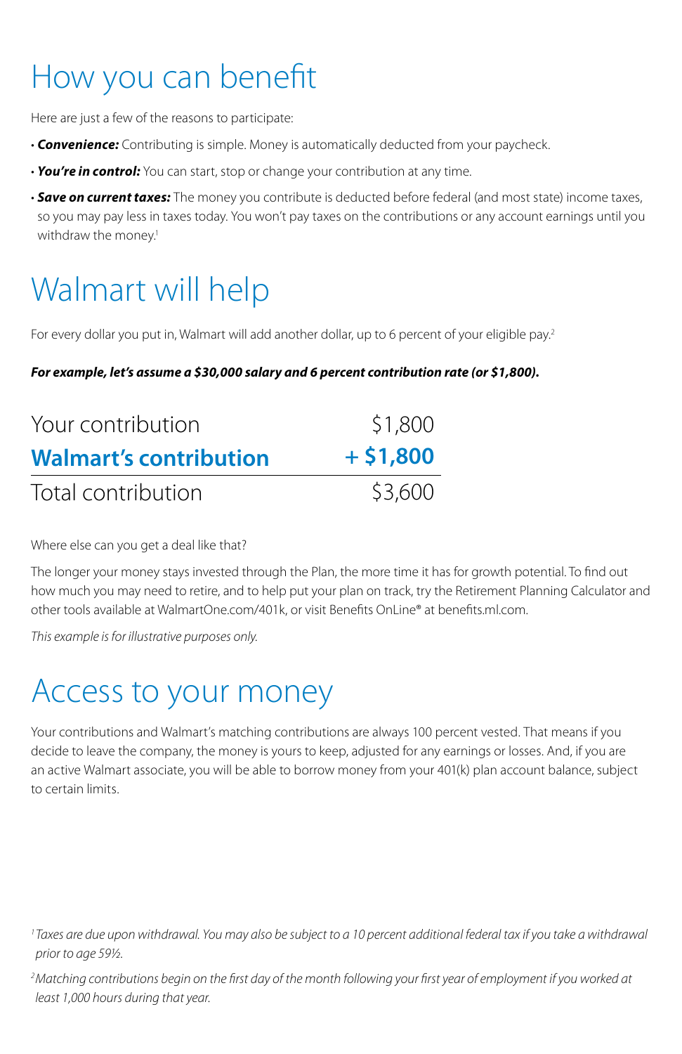# How you can benefit

Here are just a few of the reasons to participate:

- ***Convenience:*** Contributing is simple. Money is automatically deducted from your paycheck.
- ***You're in control:*** You can start, stop or change your contribution at any time.
- ***Save on current taxes:*** The money you contribute is deducted before federal (and most state) income taxes, so you may pay less in taxes today. You won't pay taxes on the contributions or any account earnings until you withdraw the money.[1]

# Walmart will help

For every dollar you put in, Walmart will add another dollar, up to 6 percent of your eligible pay.[2]

***For example, let's assume a $30,000 salary and 6 percent contribution rate (or $1,800).***

| | |
|---|---|
| Your contribution | $1,800 |
| **Walmart's contribution** | **+ $1,800** |
| Total contribution | $3,600 |

Where else can you get a deal like that?

The longer your money stays invested through the Plan, the more time it has for growth potential. To find out how much you may need to retire, and to help put your plan on track, try the Retirement Planning Calculator and other tools available at WalmartOne.com/401k, or visit Benefits OnLine® at benefits.ml.com.

*This example is for illustrative purposes only.*

# Access to your money

Your contributions and Walmart's matching contributions are always 100 percent vested. That means if you decide to leave the company, the money is yours to keep, adjusted for any earnings or losses. And, if you are an active Walmart associate, you will be able to borrow money from your 401(k) plan account balance, subject to certain limits.

*[1] Taxes are due upon withdrawal. You may also be subject to a 10 percent additional federal tax if you take a withdrawal prior to age 59½.*

*[2] Matching contributions begin on the first day of the month following your first year of employment if you worked at least 1,000 hours during that year.*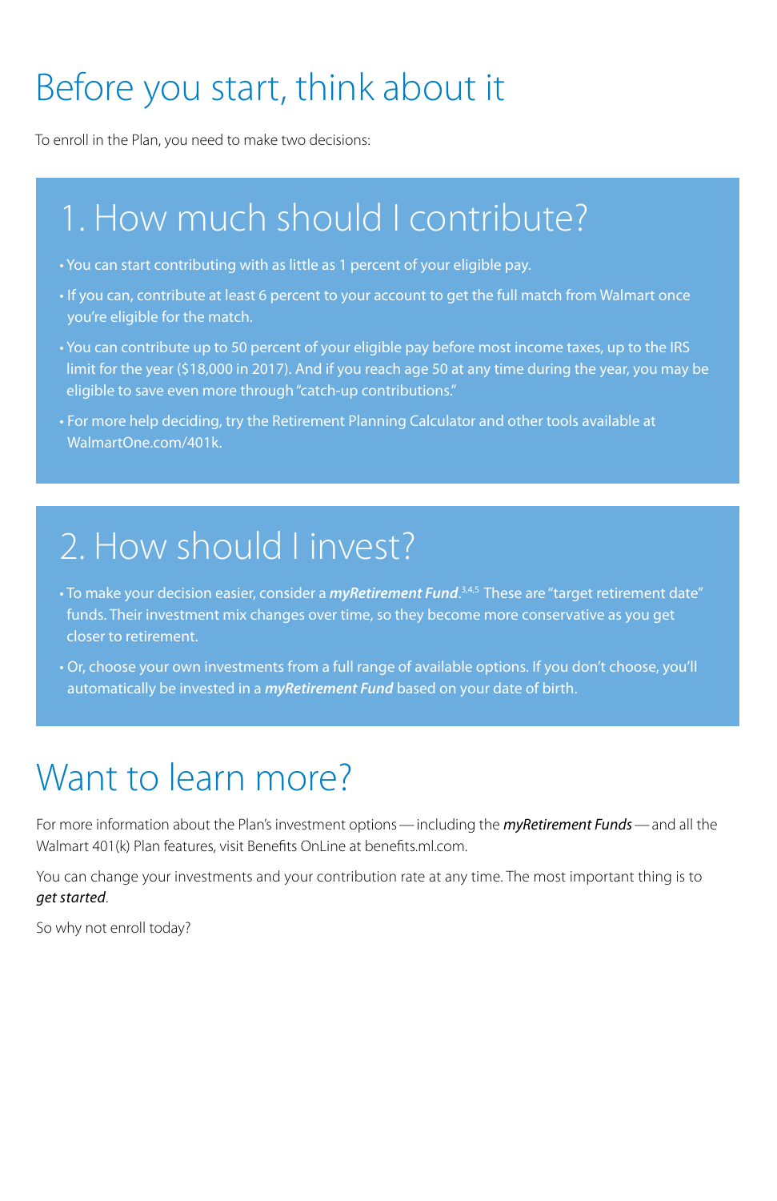# Before you start, think about it

To enroll in the Plan, you need to make two decisions:

## 1. How much should I contribute?

- You can start contributing with as little as 1 percent of your eligible pay.
- If you can, contribute at least 6 percent to your account to get the full match from Walmart once you're eligible for the match.
- You can contribute up to 50 percent of your eligible pay before most income taxes, up to the IRS limit for the year ($18,000 in 2017). And if you reach age 50 at any time during the year, you may be eligible to save even more through "catch-up contributions."
- For more help deciding, try the Retirement Planning Calculator and other tools available at WalmartOne.com/401k.

## 2. How should I invest?

- To make your decision easier, consider a ***myRetirement Fund***.[3,4,5] These are "target retirement date" funds. Their investment mix changes over time, so they become more conservative as you get closer to retirement.
- Or, choose your own investments from a full range of available options. If you don't choose, you'll automatically be invested in a ***myRetirement Fund*** based on your date of birth.

# Want to learn more?

For more information about the Plan's investment options — including the ***myRetirement Funds*** — and all the Walmart 401(k) Plan features, visit Benefits OnLine at benefits.ml.com.

You can change your investments and your contribution rate at any time. The most important thing is to ***get started***.

So why not enroll today?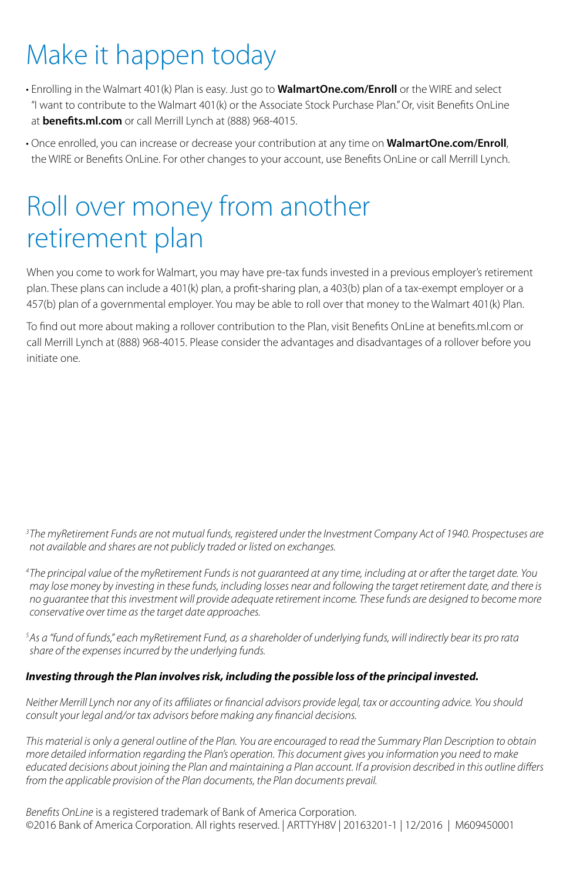# Make it happen today

- Enrolling in the Walmart 401(k) Plan is easy. Just go to **WalmartOne.com/Enroll** or the WIRE and select "I want to contribute to the Walmart 401(k) or the Associate Stock Purchase Plan." Or, visit Benefits OnLine at **benefits.ml.com** or call Merrill Lynch at (888) 968-4015.
- Once enrolled, you can increase or decrease your contribution at any time on **WalmartOne.com/Enroll**, the WIRE or Benefits OnLine. For other changes to your account, use Benefits OnLine or call Merrill Lynch.

# Roll over money from another retirement plan

When you come to work for Walmart, you may have pre-tax funds invested in a previous employer's retirement plan. These plans can include a 401(k) plan, a profit-sharing plan, a 403(b) plan of a tax-exempt employer or a 457(b) plan of a governmental employer. You may be able to roll over that money to the Walmart 401(k) Plan.

To find out more about making a rollover contribution to the Plan, visit Benefits OnLine at benefits.ml.com or call Merrill Lynch at (888) 968-4015. Please consider the advantages and disadvantages of a rollover before you initiate one.

[3] *The myRetirement Funds are not mutual funds, registered under the Investment Company Act of 1940. Prospectuses are not available and shares are not publicly traded or listed on exchanges.*

[4] *The principal value of the myRetirement Funds is not guaranteed at any time, including at or after the target date. You may lose money by investing in these funds, including losses near and following the target retirement date, and there is no guarantee that this investment will provide adequate retirement income. These funds are designed to become more conservative over time as the target date approaches.*

[5] *As a "fund of funds," each myRetirement Fund, as a shareholder of underlying funds, will indirectly bear its pro rata share of the expenses incurred by the underlying funds.*

***Investing through the Plan involves risk, including the possible loss of the principal invested.***

*Neither Merrill Lynch nor any of its affiliates or financial advisors provide legal, tax or accounting advice. You should consult your legal and/or tax advisors before making any financial decisions.*

*This material is only a general outline of the Plan. You are encouraged to read the Summary Plan Description to obtain more detailed information regarding the Plan's operation. This document gives you information you need to make educated decisions about joining the Plan and maintaining a Plan account. If a provision described in this outline differs from the applicable provision of the Plan documents, the Plan documents prevail.*

*Benefits OnLine* is a registered trademark of Bank of America Corporation.
©2016 Bank of America Corporation. All rights reserved. | ARTTYH8V | 20163201-1 | 12/2016 | M609450001